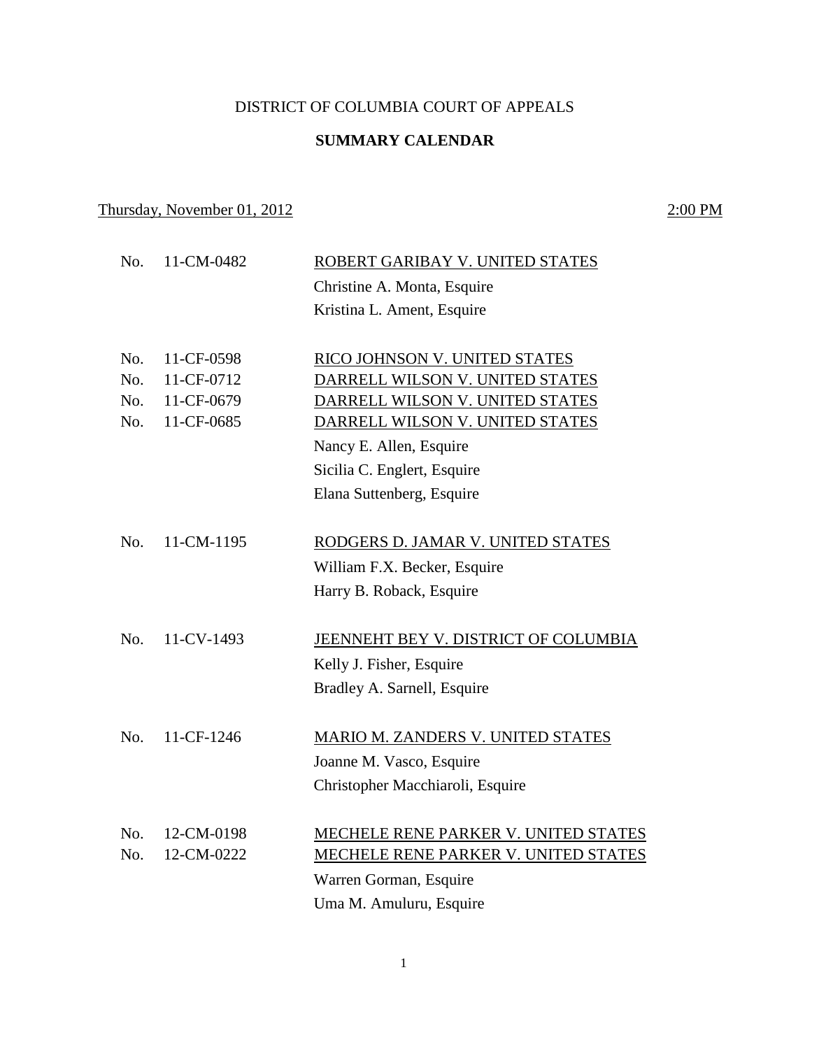# DISTRICT OF COLUMBIA COURT OF APPEALS

## SUMMARY CALENDAR

Thursday, November 01, 2012 2:00 PM

No. 11-CM-0482 ROBERT GARIBAY V. UNITED STATES
Christine A. Monta, Esquire
Kristina L. Ament, Esquire

No. 11-CF-0598 RICO JOHNSON V. UNITED STATES
No. 11-CF-0712 DARRELL WILSON V. UNITED STATES
No. 11-CF-0679 DARRELL WILSON V. UNITED STATES
No. 11-CF-0685 DARRELL WILSON V. UNITED STATES
Nancy E. Allen, Esquire
Sicilia C. Englert, Esquire
Elana Suttenberg, Esquire

No. 11-CM-1195 RODGERS D. JAMAR V. UNITED STATES
William F.X. Becker, Esquire
Harry B. Roback, Esquire

No. 11-CV-1493 JEENNEHT BEY V. DISTRICT OF COLUMBIA
Kelly J. Fisher, Esquire
Bradley A. Sarnell, Esquire

No. 11-CF-1246 MARIO M. ZANDERS V. UNITED STATES
Joanne M. Vasco, Esquire
Christopher Macchiaroli, Esquire

No. 12-CM-0198 MECHELE RENE PARKER V. UNITED STATES
No. 12-CM-0222 MECHELE RENE PARKER V. UNITED STATES
Warren Gorman, Esquire
Uma M. Amuluru, Esquire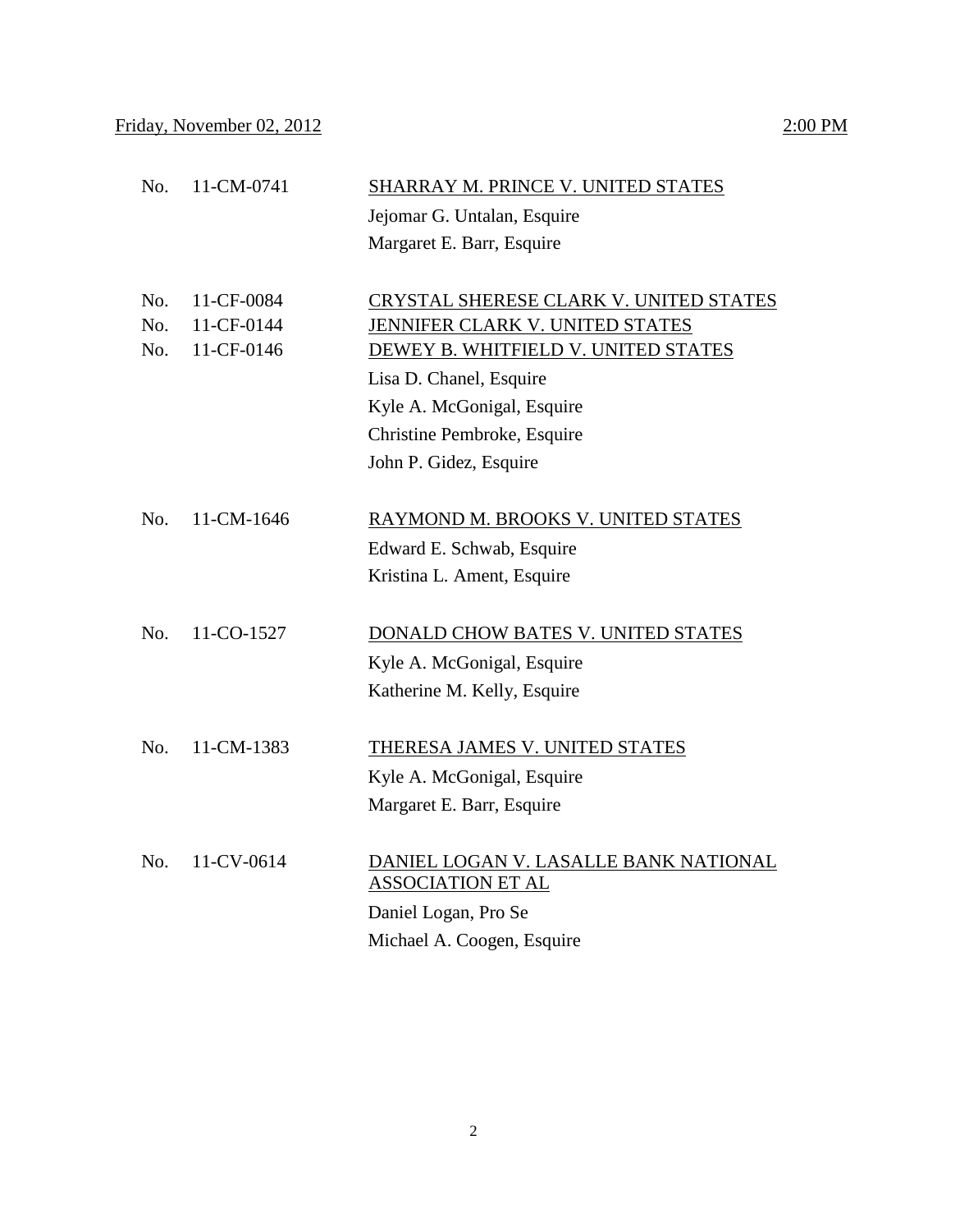Friday, November 02, 2012 2:00 PM

No. 11-CM-0741 SHARRAY M. PRINCE V. UNITED STATES

Jejomar G. Untalan, Esquire
Margaret E. Barr, Esquire

No. 11-CF-0084 CRYSTAL SHERESE CLARK V. UNITED STATES
No. 11-CF-0144 JENNIFER CLARK V. UNITED STATES
No. 11-CF-0146 DEWEY B. WHITFIELD V. UNITED STATES

Lisa D. Chanel, Esquire
Kyle A. McGonigal, Esquire
Christine Pembroke, Esquire
John P. Gidez, Esquire

No. 11-CM-1646 RAYMOND M. BROOKS V. UNITED STATES

Edward E. Schwab, Esquire
Kristina L. Ament, Esquire

No. 11-CO-1527 DONALD CHOW BATES V. UNITED STATES

Kyle A. McGonigal, Esquire
Katherine M. Kelly, Esquire

No. 11-CM-1383 THERESA JAMES V. UNITED STATES

Kyle A. McGonigal, Esquire
Margaret E. Barr, Esquire

No. 11-CV-0614 DANIEL LOGAN V. LASALLE BANK NATIONAL ASSOCIATION ET AL

Daniel Logan, Pro Se
Michael A. Coogen, Esquire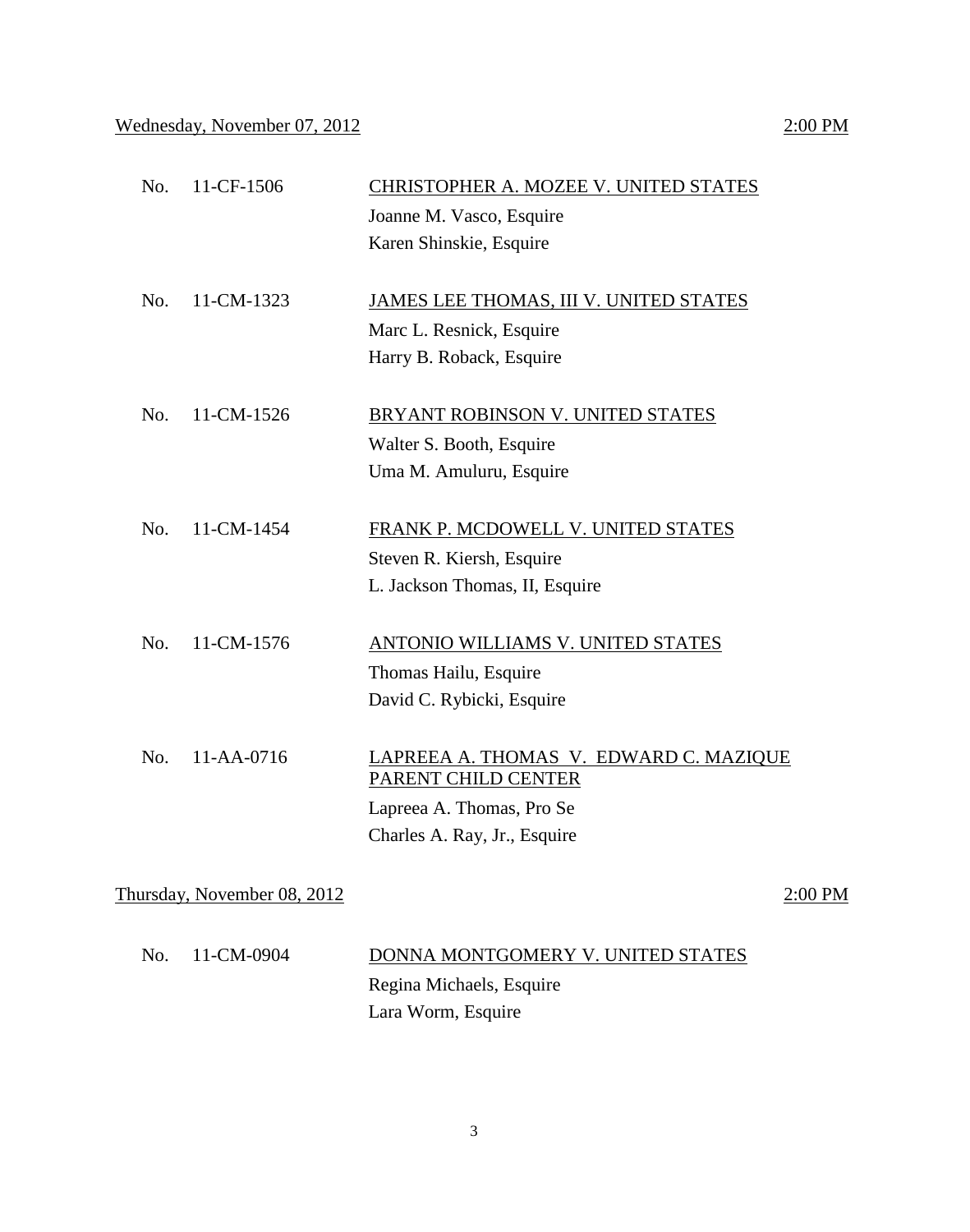Wednesday, November 07, 2012 2:00 PM

No. 11-CF-1506 CHRISTOPHER A. MOZEE V. UNITED STATES
Joanne M. Vasco, Esquire
Karen Shinskie, Esquire

No. 11-CM-1323 JAMES LEE THOMAS, III V. UNITED STATES
Marc L. Resnick, Esquire
Harry B. Roback, Esquire

No. 11-CM-1526 BRYANT ROBINSON V. UNITED STATES
Walter S. Booth, Esquire
Uma M. Amuluru, Esquire

No. 11-CM-1454 FRANK P. MCDOWELL V. UNITED STATES
Steven R. Kiersh, Esquire
L. Jackson Thomas, II, Esquire

No. 11-CM-1576 ANTONIO WILLIAMS V. UNITED STATES
Thomas Hailu, Esquire
David C. Rybicki, Esquire

No. 11-AA-0716 LAPREEA A. THOMAS V. EDWARD C. MAZIQUE PARENT CHILD CENTER
Lapreea A. Thomas, Pro Se
Charles A. Ray, Jr., Esquire

Thursday, November 08, 2012 2:00 PM

No. 11-CM-0904 DONNA MONTGOMERY V. UNITED STATES
Regina Michaels, Esquire
Lara Worm, Esquire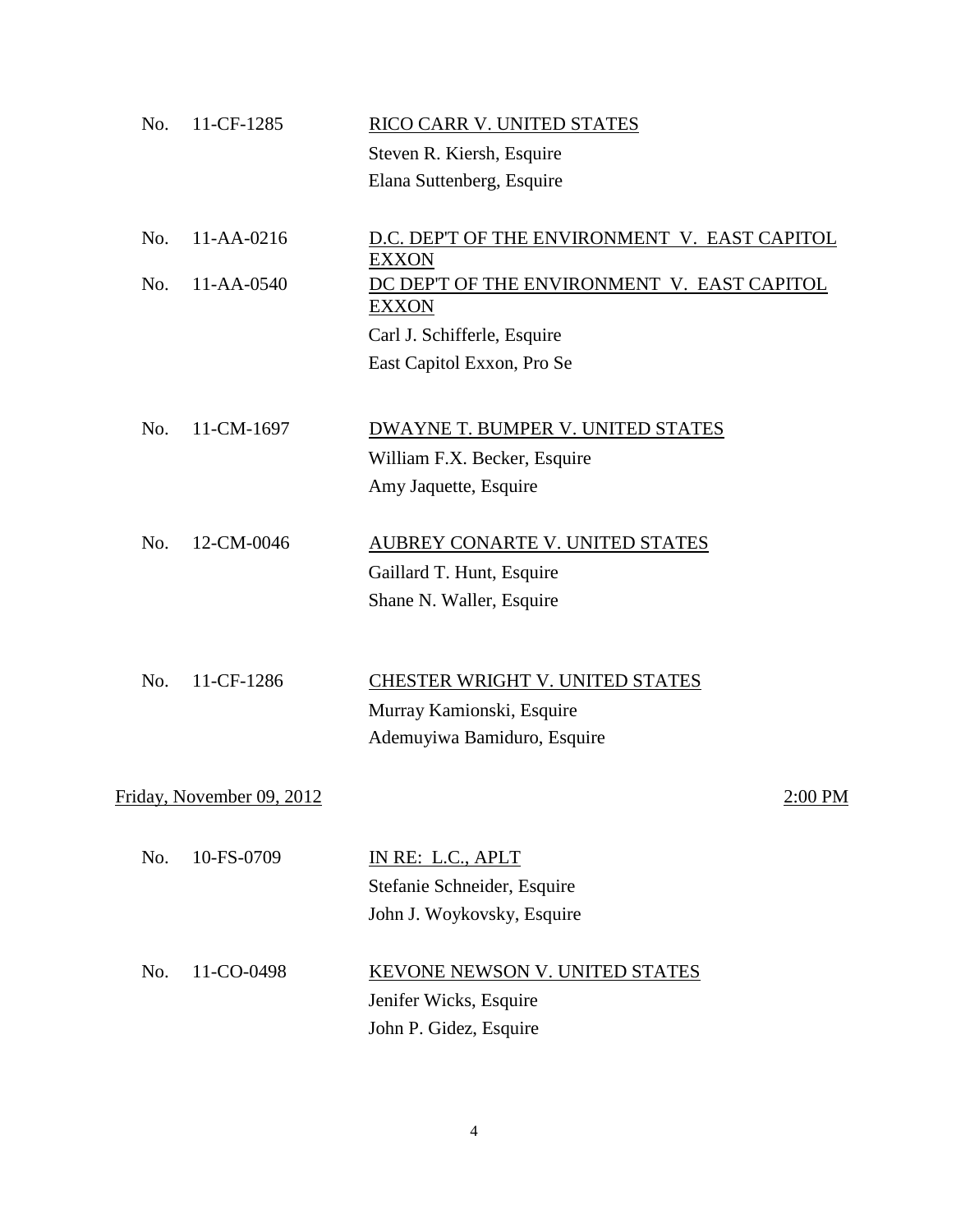No. 11-CF-1285 <u>RICO CARR V. UNITED STATES</u>
Steven R. Kiersh, Esquire
Elana Suttenberg, Esquire

No. 11-AA-0216 <u>D.C. DEP'T OF THE ENVIRONMENT V. EAST CAPITOL EXXON</u>
No. 11-AA-0540 <u>DC DEP'T OF THE ENVIRONMENT V. EAST CAPITOL EXXON</u>
Carl J. Schifferle, Esquire
East Capitol Exxon, Pro Se

No. 11-CM-1697 <u>DWAYNE T. BUMPER V. UNITED STATES</u>
William F.X. Becker, Esquire
Amy Jaquette, Esquire

No. 12-CM-0046 <u>AUBREY CONARTE V. UNITED STATES</u>
Gaillard T. Hunt, Esquire
Shane N. Waller, Esquire

No. 11-CF-1286 <u>CHESTER WRIGHT V. UNITED STATES</u>
Murray Kamionski, Esquire
Ademuyiwa Bamiduro, Esquire

<u>Friday, November 09, 2012</u> <u>2:00 PM</u>

No. 10-FS-0709 <u>IN RE: L.C., APLT</u>
Stefanie Schneider, Esquire
John J. Woykovsky, Esquire

No. 11-CO-0498 <u>KEVONE NEWSON V. UNITED STATES</u>
Jenifer Wicks, Esquire
John P. Gidez, Esquire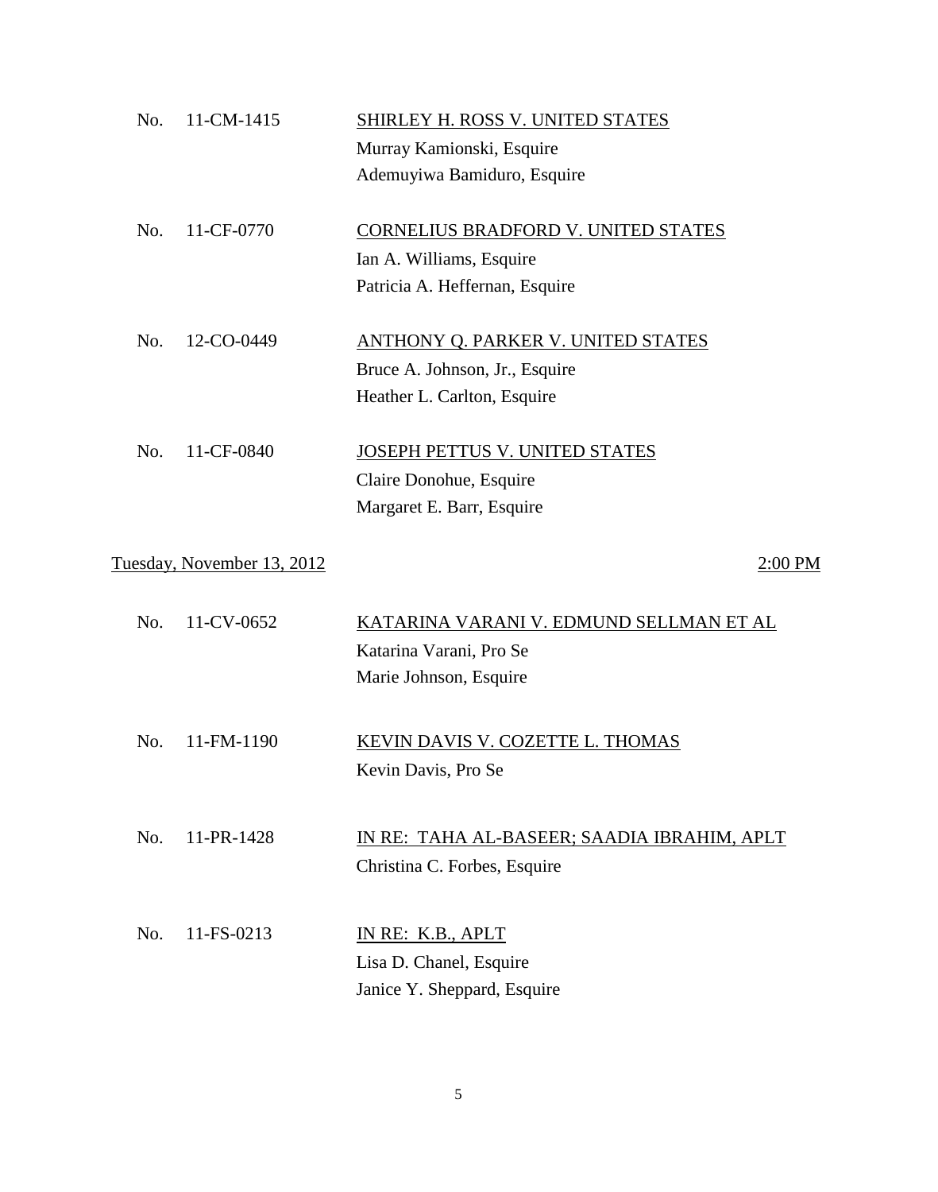No. 11-CM-1415 — <u>SHIRLEY H. ROSS V. UNITED STATES</u>
Murray Kamionski, Esquire
Ademuyiwa Bamiduro, Esquire

No. 11-CF-0770 — <u>CORNELIUS BRADFORD V. UNITED STATES</u>
Ian A. Williams, Esquire
Patricia A. Heffernan, Esquire

No. 12-CO-0449 — <u>ANTHONY Q. PARKER V. UNITED STATES</u>
Bruce A. Johnson, Jr., Esquire
Heather L. Carlton, Esquire

No. 11-CF-0840 — <u>JOSEPH PETTUS V. UNITED STATES</u>
Claire Donohue, Esquire
Margaret E. Barr, Esquire

<u>Tuesday, November 13, 2012</u> — <u>2:00 PM</u>

No. 11-CV-0652 — <u>KATARINA VARANI V. EDMUND SELLMAN ET AL</u>
Katarina Varani, Pro Se
Marie Johnson, Esquire

No. 11-FM-1190 — <u>KEVIN DAVIS V. COZETTE L. THOMAS</u>
Kevin Davis, Pro Se

No. 11-PR-1428 — <u>IN RE: TAHA AL-BASEER; SAADIA IBRAHIM, APLT</u>
Christina C. Forbes, Esquire

No. 11-FS-0213 — <u>IN RE: K.B., APLT</u>
Lisa D. Chanel, Esquire
Janice Y. Sheppard, Esquire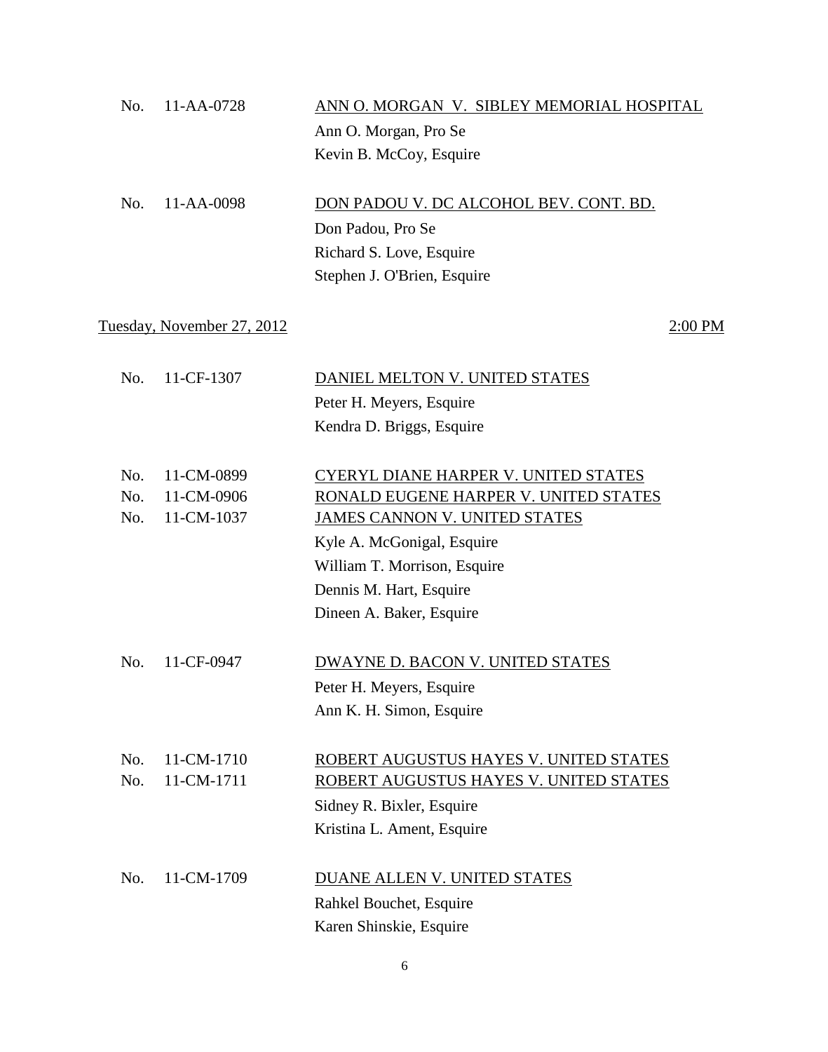No. 11-AA-0728 — <u>ANN O. MORGAN V. SIBLEY MEMORIAL HOSPITAL</u>

Ann O. Morgan, Pro Se
Kevin B. McCoy, Esquire

No. 11-AA-0098 — <u>DON PADOU V. DC ALCOHOL BEV. CONT. BD.</u>

Don Padou, Pro Se
Richard S. Love, Esquire
Stephen J. O'Brien, Esquire

<u>Tuesday, November 27, 2012</u> — <u>2:00 PM</u>

No. 11-CF-1307 — <u>DANIEL MELTON V. UNITED STATES</u>

Peter H. Meyers, Esquire
Kendra D. Briggs, Esquire

No. 11-CM-0899 — <u>CYERYL DIANE HARPER V. UNITED STATES</u>
No. 11-CM-0906 — <u>RONALD EUGENE HARPER V. UNITED STATES</u>
No. 11-CM-1037 — <u>JAMES CANNON V. UNITED STATES</u>

Kyle A. McGonigal, Esquire
William T. Morrison, Esquire
Dennis M. Hart, Esquire
Dineen A. Baker, Esquire

No. 11-CF-0947 — <u>DWAYNE D. BACON V. UNITED STATES</u>

Peter H. Meyers, Esquire
Ann K. H. Simon, Esquire

No. 11-CM-1710 — <u>ROBERT AUGUSTUS HAYES V. UNITED STATES</u>
No. 11-CM-1711 — <u>ROBERT AUGUSTUS HAYES V. UNITED STATES</u>

Sidney R. Bixler, Esquire
Kristina L. Ament, Esquire

No. 11-CM-1709 — <u>DUANE ALLEN V. UNITED STATES</u>

Rahkel Bouchet, Esquire
Karen Shinskie, Esquire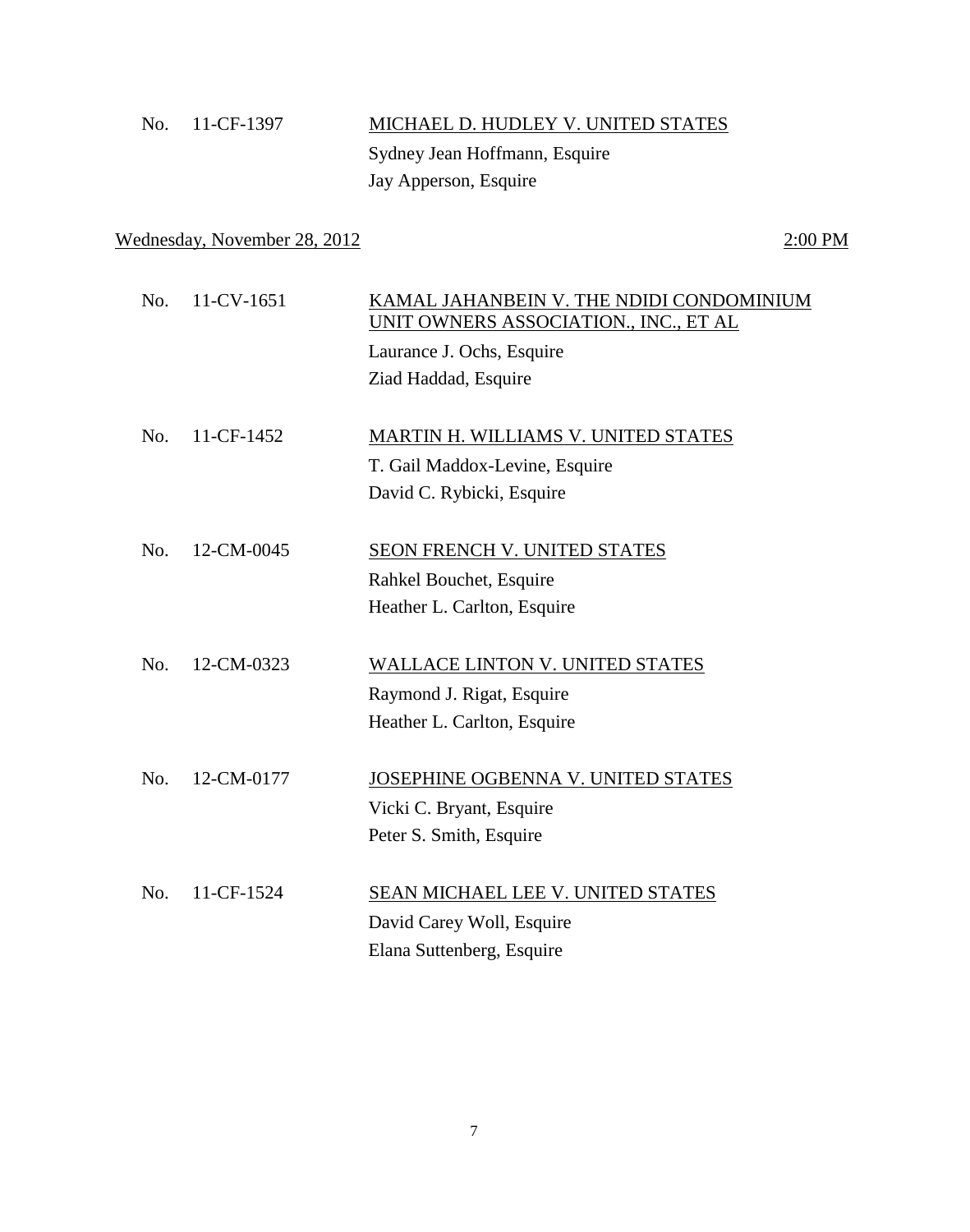No. 11-CF-1397 MICHAEL D. HUDLEY V. UNITED STATES

Sydney Jean Hoffmann, Esquire

Jay Apperson, Esquire

Wednesday, November 28, 2012 2:00 PM

No. 11-CV-1651 KAMAL JAHANBEIN V. THE NDIDI CONDOMINIUM UNIT OWNERS ASSOCIATION., INC., ET AL

Laurance J. Ochs, Esquire

Ziad Haddad, Esquire

No. 11-CF-1452 MARTIN H. WILLIAMS V. UNITED STATES

T. Gail Maddox-Levine, Esquire

David C. Rybicki, Esquire

No. 12-CM-0045 SEON FRENCH V. UNITED STATES

Rahkel Bouchet, Esquire

Heather L. Carlton, Esquire

No. 12-CM-0323 WALLACE LINTON V. UNITED STATES

Raymond J. Rigat, Esquire

Heather L. Carlton, Esquire

No. 12-CM-0177 JOSEPHINE OGBENNA V. UNITED STATES

Vicki C. Bryant, Esquire

Peter S. Smith, Esquire

No. 11-CF-1524 SEAN MICHAEL LEE V. UNITED STATES

David Carey Woll, Esquire

Elana Suttenberg, Esquire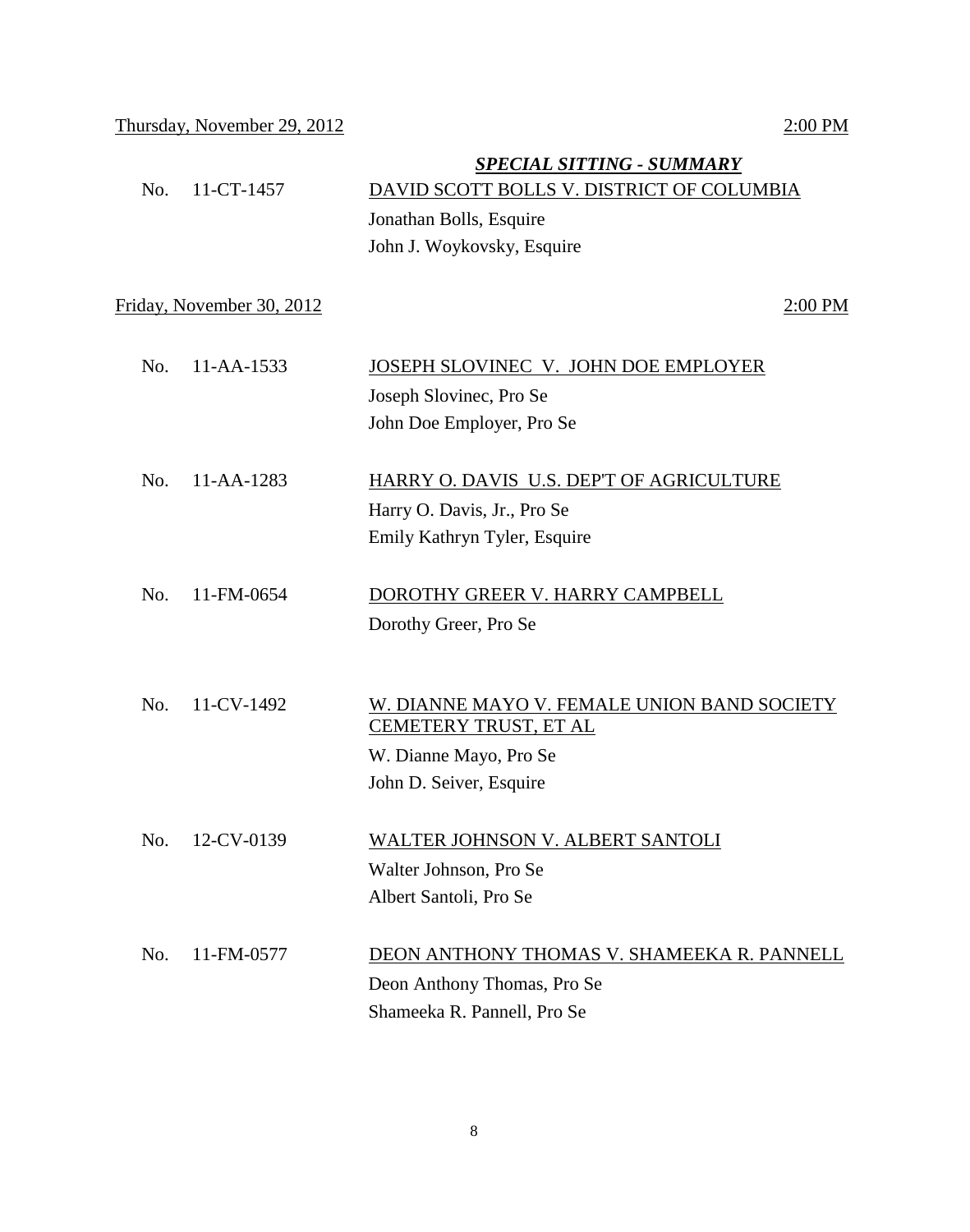<u>Thursday, November 29, 2012</u> <u>2:00 PM</u>

***<u>SPECIAL SITTING - SUMMARY</u>***

No. 11-CT-1457 <u>DAVID SCOTT BOLLS V. DISTRICT OF COLUMBIA</u>
Jonathan Bolls, Esquire
John J. Woykovsky, Esquire

<u>Friday, November 30, 2012</u> <u>2:00 PM</u>

No. 11-AA-1533 <u>JOSEPH SLOVINEC V. JOHN DOE EMPLOYER</u>
Joseph Slovinec, Pro Se
John Doe Employer, Pro Se

No. 11-AA-1283 <u>HARRY O. DAVIS U.S. DEP'T OF AGRICULTURE</u>
Harry O. Davis, Jr., Pro Se
Emily Kathryn Tyler, Esquire

No. 11-FM-0654 <u>DOROTHY GREER V. HARRY CAMPBELL</u>
Dorothy Greer, Pro Se

No. 11-CV-1492 <u>W. DIANNE MAYO V. FEMALE UNION BAND SOCIETY CEMETERY TRUST, ET AL</u>
W. Dianne Mayo, Pro Se
John D. Seiver, Esquire

No. 12-CV-0139 <u>WALTER JOHNSON V. ALBERT SANTOLI</u>
Walter Johnson, Pro Se
Albert Santoli, Pro Se

No. 11-FM-0577 <u>DEON ANTHONY THOMAS V. SHAMEEKA R. PANNELL</u>
Deon Anthony Thomas, Pro Se
Shameeka R. Pannell, Pro Se